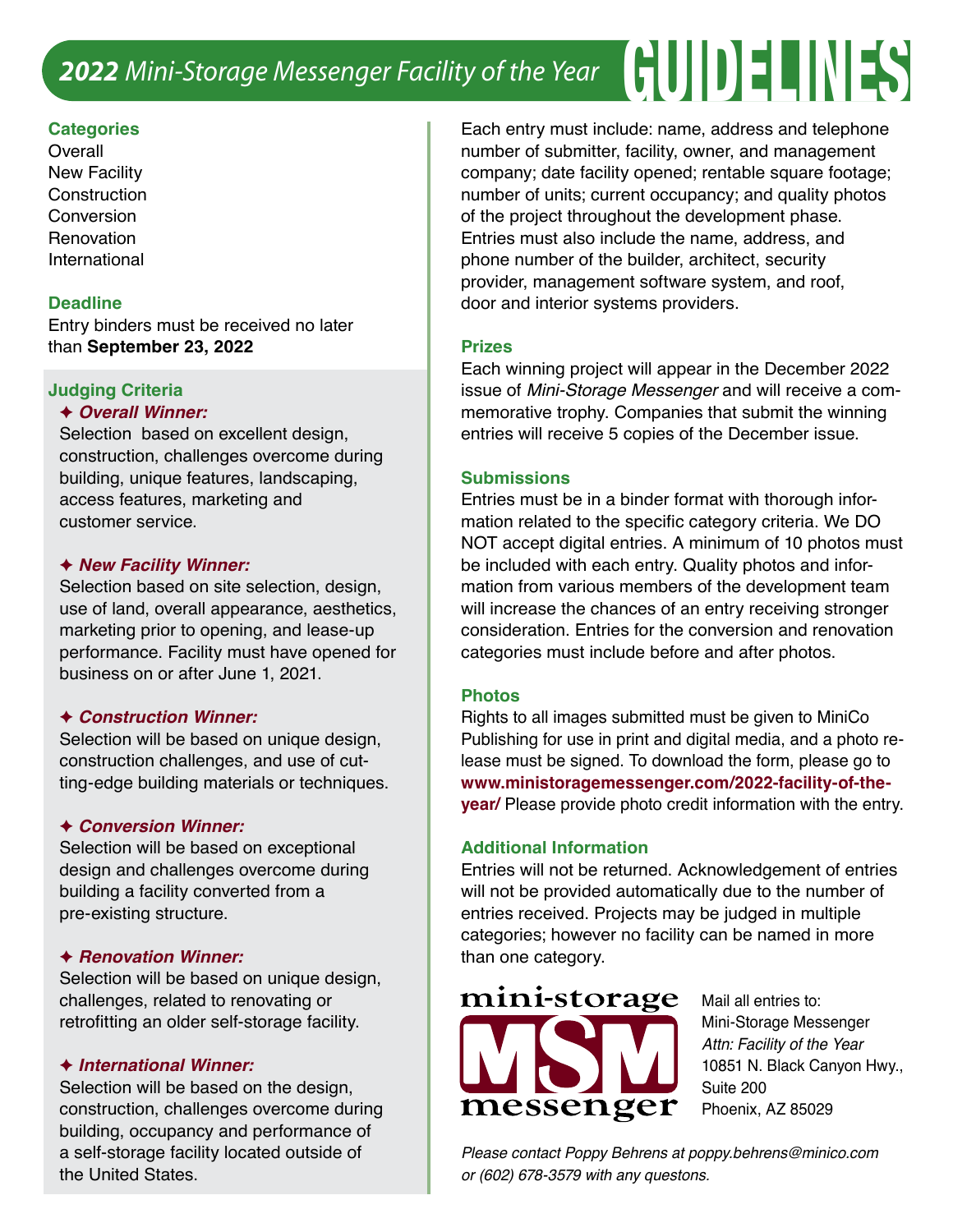# 2022 Mini-Storage Messenger Facility of the Year GUIDELINES

## Categories

Overall
New Facility
Construction
Conversion
Renovation
International

## Deadline

Entry binders must be received no later than **September 23, 2022**

## Judging Criteria

✦ ***Overall Winner:***
Selection based on excellent design, construction, challenges overcome during building, unique features, landscaping, access features, marketing and customer service.

✦ ***New Facility Winner:***
Selection based on site selection, design, use of land, overall appearance, aesthetics, marketing prior to opening, and lease-up performance. Facility must have opened for business on or after June 1, 2021.

✦ ***Construction Winner:***
Selection will be based on unique design, construction challenges, and use of cutting-edge building materials or techniques.

✦ ***Conversion Winner:***
Selection will be based on exceptional design and challenges overcome during building a facility converted from a pre-existing structure.

✦ ***Renovation Winner:***
Selection will be based on unique design, challenges, related to renovating or retrofitting an older self-storage facility.

✦ ***International Winner:***
Selection will be based on the design, construction, challenges overcome during building, occupancy and performance of a self-storage facility located outside of the United States.

Each entry must include: name, address and telephone number of submitter, facility, owner, and management company; date facility opened; rentable square footage; number of units; current occupancy; and quality photos of the project throughout the development phase. Entries must also include the name, address, and phone number of the builder, architect, security provider, management software system, and roof, door and interior systems providers.

## Prizes

Each winning project will appear in the December 2022 issue of *Mini-Storage Messenger* and will receive a commemorative trophy. Companies that submit the winning entries will receive 5 copies of the December issue.

## Submissions

Entries must be in a binder format with thorough information related to the specific category criteria. We DO NOT accept digital entries. A minimum of 10 photos must be included with each entry. Quality photos and information from various members of the development team will increase the chances of an entry receiving stronger consideration. Entries for the conversion and renovation categories must include before and after photos.

## Photos

Rights to all images submitted must be given to MiniCo Publishing for use in print and digital media, and a photo release must be signed. To download the form, please go to **www.ministoragemessenger.com/2022-facility-of-the-year/** Please provide photo credit information with the entry.

## Additional Information

Entries will not be returned. Acknowledgement of entries will not be provided automatically due to the number of entries received. Projects may be judged in multiple categories; however no facility can be named in more than one category.

mini-storage MSM messenger

Mail all entries to:
Mini-Storage Messenger
*Attn: Facility of the Year*
10851 N. Black Canyon Hwy.,
Suite 200
Phoenix, AZ 85029

*Please contact Poppy Behrens at poppy.behrens@minico.com or (602) 678-3579 with any questons.*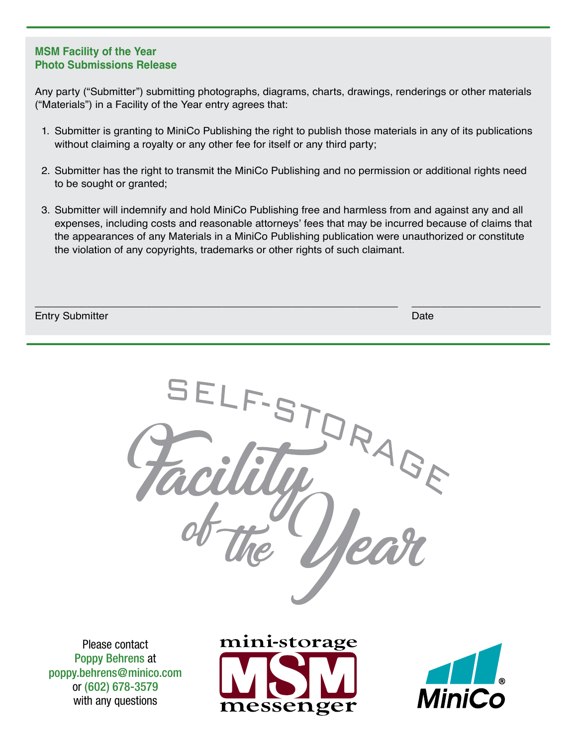**MSM Facility of the Year**
**Photo Submissions Release**

Any party ("Submitter") submitting photographs, diagrams, charts, drawings, renderings or other materials ("Materials") in a Facility of the Year entry agrees that:

1. Submitter is granting to MiniCo Publishing the right to publish those materials in any of its publications without claiming a royalty or any other fee for itself or any third party;
2. Submitter has the right to transmit the MiniCo Publishing and no permission or additional rights need to be sought or granted;
3. Submitter will indemnify and hold MiniCo Publishing free and harmless from and against any and all expenses, including costs and reasonable attorneys' fees that may be incurred because of claims that the appearances of any Materials in a MiniCo Publishing publication were unauthorized or constitute the violation of any copyrights, trademarks or other rights of such claimant.

\_\_\_\_\_\_\_\_\_\_\_\_\_\_\_\_\_\_\_\_\_\_\_\_\_\_\_\_\_\_\_\_\_\_\_\_\_\_\_\_\_\_\_\_\_\_\_\_ \_\_\_\_\_\_\_\_\_\_\_\_\_\_\_\_\_\_\_\_

Entry Submitter Date

SELF-STORAGE Facility of the Year

Please contact Poppy Behrens at poppy.behrens@minico.com or (602) 678-3579 with any questions

mini-storage MSM messenger

MiniCo®